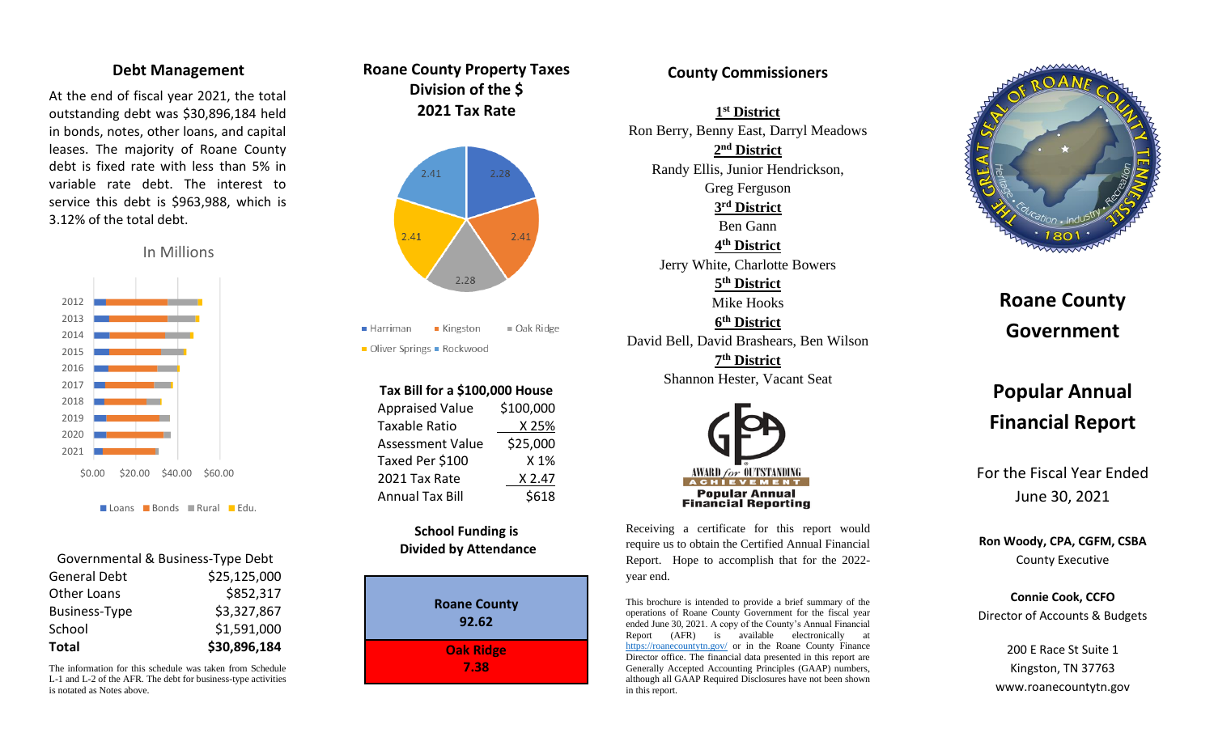## Debt Management

At the end of fiscal year 2021, the total outstanding debt was $30,896,184 held in bonds, notes, other loans, and capital leases. The majority of Roane County debt is fixed rate with less than 5% in variable rate debt. The interest to service this debt is $963,988, which is 3.12% of the total debt.

In Millions

| Governmental & Business-Type Debt | |
|---|---|
| General Debt | $25,125,000 |
| Other Loans | $852,317 |
| Business-Type | $3,327,867 |
| School | $1,591,000 |
| **Total** | **$30,896,184** |

The information for this schedule was taken from Schedule L-1 and L-2 of the AFR. The debt for business-type activities is notated as Notes above.

## Roane County Property Taxes Division of the $ 2021 Tax Rate

Harriman 2.41, Kingston 2.41, Oak Ridge 2.28, Oliver Springs 2.41, Rockwood 2.28

| Tax Bill for a $100,000 House | |
|---|---|
| Appraised Value | $100,000 |
| Taxable Ratio | X 25% |
| Assessment Value | $25,000 |
| Taxed Per $100 | X 1% |
| 2021 Tax Rate | X 2.47 |
| Annual Tax Bill | $618 |

**School Funding is Divided by Attendance**

| School System | Share |
|---|---|
| Roane County | 92.62 |
| Oak Ridge | 7.38 |

## County Commissioners

**1st District**
Ron Berry, Benny East, Darryl Meadows

**2nd District**
Randy Ellis, Junior Hendrickson, Greg Ferguson

**3rd District**
Ben Gann

**4th District**
Jerry White, Charlotte Bowers

**5th District**
Mike Hooks

**6th District**
David Bell, David Brashears, Ben Wilson

**7th District**
Shannon Hester, Vacant Seat

AWARD *for* OUTSTANDING ACHIEVEMENT
Popular Annual Financial Reporting

Receiving a certificate for this report would require us to obtain the Certified Annual Financial Report. Hope to accomplish that for the 2022-year end.

This brochure is intended to provide a brief summary of the operations of Roane County Government for the fiscal year ended June 30, 2021. A copy of the County's Annual Financial Report (AFR) is available electronically at https://roanecountytn.gov/ or in the Roane County Finance Director office. The financial data presented in this report are Generally Accepted Accounting Principles (GAAP) numbers, although all GAAP Required Disclosures have not been shown in this report.

# Roane County Government

# Popular Annual Financial Report

For the Fiscal Year Ended June 30, 2021

**Ron Woody, CPA, CGFM, CSBA**
County Executive

**Connie Cook, CCFO**
Director of Accounts & Budgets

200 E Race St Suite 1
Kingston, TN 37763
www.roanecountytn.gov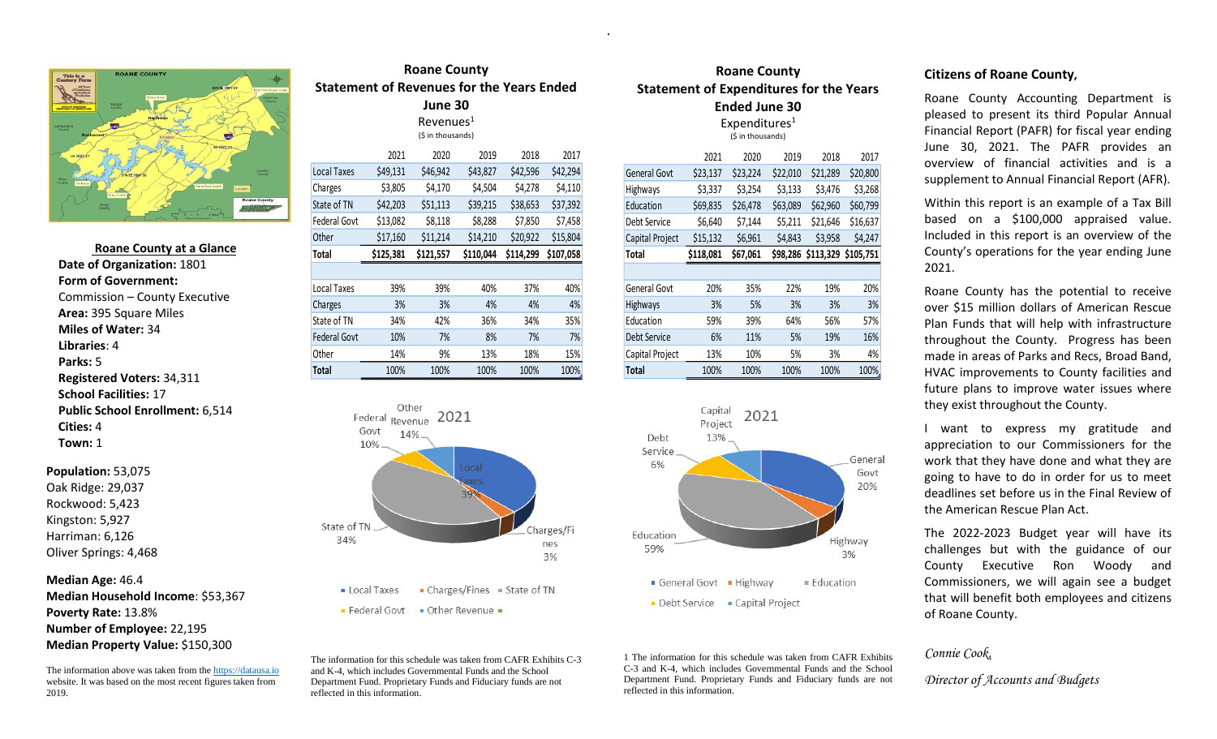### Roane County at a Glance

**Date of Organization:** 1801
**Form of Government:**
Commission – County Executive
**Area:** 395 Square Miles
**Miles of Water:** 34
**Libraries**: 4
**Parks:** 5
**Registered Voters:** 34,311
**School Facilities:** 17
**Public School Enrollment:** 6,514
**Cities:** 4
**Town:** 1

**Population:** 53,075
Oak Ridge: 29,037
Rockwood: 5,423
Kingston: 5,927
Harriman: 6,126
Oliver Springs: 4,468

**Median Age:** 46.4
**Median Household Income**: $53,367
**Poverty Rate:** 13.8%
**Number of Employee:** 22,195
**Median Property Value:** $150,300

The information above was taken from the https://datausa.io website. It was based on the most recent figures taken from 2019.

## Roane County Statement of Revenues for the Years Ended June 30

Revenues[1]
($ in thousands)

| | 2021 | 2020 | 2019 | 2018 | 2017 |
|---|---|---|---|---|---|
| Local Taxes | $49,131 | $46,942 | $43,827 | $42,596 | $42,294 |
| Charges | $3,805 | $4,170 | $4,504 | $4,278 | $4,110 |
| State of TN | $42,203 | $51,113 | $39,215 | $38,653 | $37,392 |
| Federal Govt | $13,082 | $8,118 | $8,288 | $7,850 | $7,458 |
| Other | $17,160 | $11,214 | $14,210 | $20,922 | $15,804 |
| **Total** | **$125,381** | **$121,557** | **$110,044** | **$114,299** | **$107,058** |
| | | | | | |
| Local Taxes | 39% | 39% | 40% | 37% | 40% |
| Charges | 3% | 3% | 4% | 4% | 4% |
| State of TN | 34% | 42% | 36% | 34% | 35% |
| Federal Govt | 10% | 7% | 8% | 7% | 7% |
| Other | 14% | 9% | 13% | 18% | 15% |
| **Total** | **100%** | **100%** | **100%** | **100%** | **100%** |

2021

Federal Govt 10%
Other Revenue 14%
Local Taxes 39%
Charges/Fines 3%
State of TN 34%

Local Taxes, Charges/Fines, State of TN, Federal Govt, Other Revenue

The information for this schedule was taken from CAFR Exhibits C-3 and K-4, which includes Governmental Funds and the School Department Fund. Proprietary Funds and Fiduciary funds are not reflected in this information.

## Roane County Statement of Expenditures for the Years Ended June 30

Expenditures[1]
($ in thousands)

| | 2021 | 2020 | 2019 | 2018 | 2017 |
|---|---|---|---|---|---|
| General Govt | $23,137 | $23,224 | $22,010 | $21,289 | $20,800 |
| Highways | $3,337 | $3,254 | $3,133 | $3,476 | $3,268 |
| Education | $69,835 | $26,478 | $63,089 | $62,960 | $60,799 |
| Debt Service | $6,640 | $7,144 | $5,211 | $21,646 | $16,637 |
| Capital Project | $15,132 | $6,961 | $4,843 | $3,958 | $4,247 |
| **Total** | **$118,081** | **$67,061** | **$98,286** | **$113,329** | **$105,751** |
| | | | | | |
| General Govt | 20% | 35% | 22% | 19% | 20% |
| Highways | 3% | 5% | 3% | 3% | 3% |
| Education | 59% | 39% | 64% | 56% | 57% |
| Debt Service | 6% | 11% | 5% | 19% | 16% |
| Capital Project | 13% | 10% | 5% | 3% | 4% |
| **Total** | **100%** | **100%** | **100%** | **100%** | **100%** |

2021

Capital Project 13%
Debt Service 6%
General Govt 20%
Highway 3%
Education 59%

General Govt, Highway, Education, Debt Service, Capital Project

1 The information for this schedule was taken from CAFR Exhibits C-3 and K-4, which includes Governmental Funds and the School Department Fund. Proprietary Funds and Fiduciary funds are not reflected in this information.

### Citizens of Roane County,

Roane County Accounting Department is pleased to present its third Popular Annual Financial Report (PAFR) for fiscal year ending June 30, 2021. The PAFR provides an overview of financial activities and is a supplement to Annual Financial Report (AFR).

Within this report is an example of a Tax Bill based on a $100,000 appraised value. Included in this report is an overview of the County's operations for the year ending June 2021.

Roane County has the potential to receive over $15 million dollars of American Rescue Plan Funds that will help with infrastructure throughout the County. Progress has been made in areas of Parks and Recs, Broad Band, HVAC improvements to County facilities and future plans to improve water issues where they exist throughout the County.

I want to express my gratitude and appreciation to our Commissioners for the work that they have done and what they are going to have to do in order for us to meet deadlines set before us in the Final Review of the American Rescue Plan Act.

The 2022-2023 Budget year will have its challenges but with the guidance of our County Executive Ron Woody and Commissioners, we will again see a budget that will benefit both employees and citizens of Roane County.

*Connie Cook*

*Director of Accounts and Budgets*